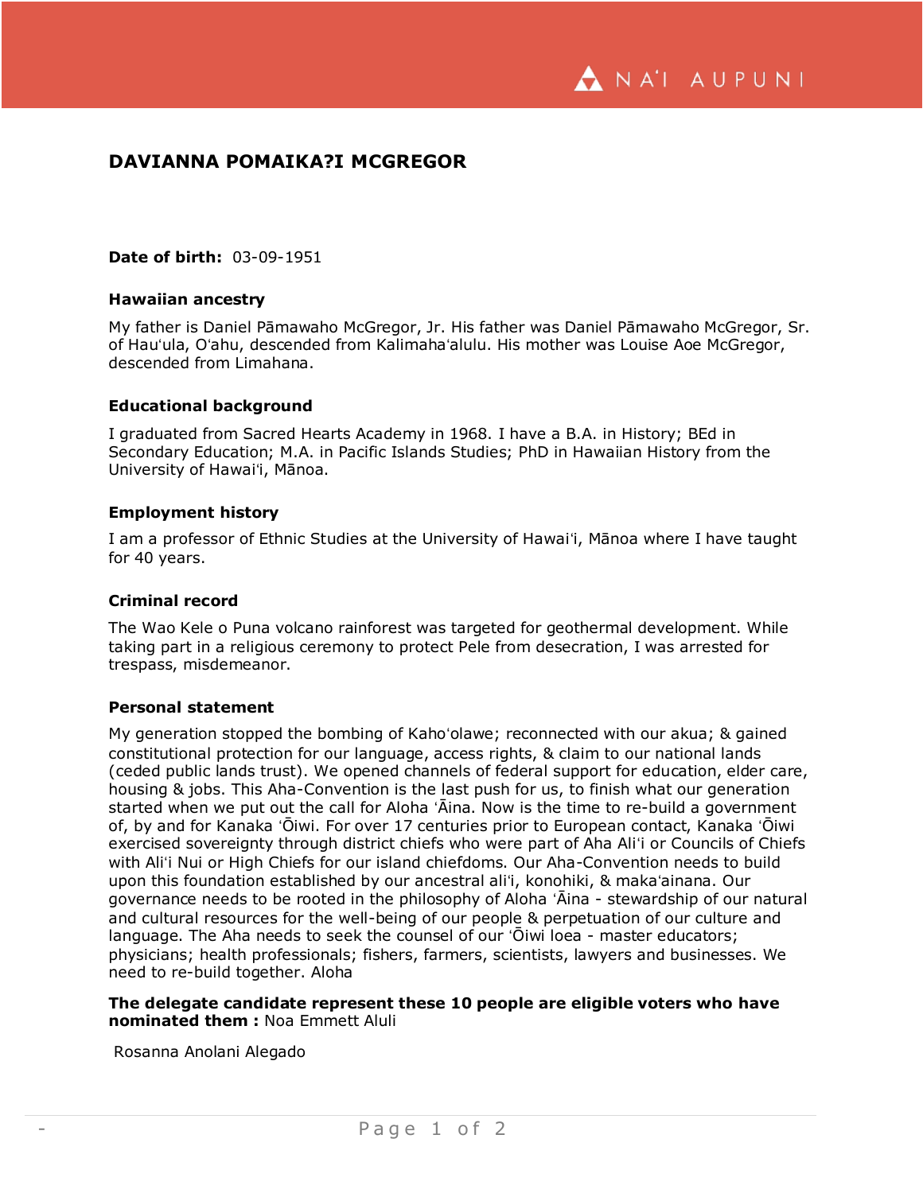# DAVIANNA POMAIKA?I MCGREGOR

**Date of birth:** 03-09-1951

### Hawaiian ancestry

My father is Daniel Pāmawaho McGregor, Jr. His father was Daniel Pāmawaho McGregor, Sr. of Hauʻula, Oʻahu, descended from Kalimahaʻalulu. His mother was Louise Aoe McGregor, descended from Limahana.

### Educational background

I graduated from Sacred Hearts Academy in 1968. I have a B.A. in History; BEd in Secondary Education; M.A. in Pacific Islands Studies; PhD in Hawaiian History from the University of Hawaiʻi, Mānoa.

### Employment history

I am a professor of Ethnic Studies at the University of Hawaiʻi, Mānoa where I have taught for 40 years.

### Criminal record

The Wao Kele o Puna volcano rainforest was targeted for geothermal development. While taking part in a religious ceremony to protect Pele from desecration, I was arrested for trespass, misdemeanor.

### Personal statement

My generation stopped the bombing of Kahoʻolawe; reconnected with our akua; & gained constitutional protection for our language, access rights, & claim to our national lands (ceded public lands trust). We opened channels of federal support for education, elder care, housing & jobs. This Aha-Convention is the last push for us, to finish what our generation started when we put out the call for Aloha ʻĀina. Now is the time to re-build a government of, by and for Kanaka ʻŌiwi. For over 17 centuries prior to European contact, Kanaka ʻŌiwi exercised sovereignty through district chiefs who were part of Aha Aliʻi or Councils of Chiefs with Aliʻi Nui or High Chiefs for our island chiefdoms. Our Aha-Convention needs to build upon this foundation established by our ancestral aliʻi, konohiki, & makaʻainana. Our governance needs to be rooted in the philosophy of Aloha ʻĀina - stewardship of our natural and cultural resources for the well-being of our people & perpetuation of our culture and language. The Aha needs to seek the counsel of our ʻŌiwi loea - master educators; physicians; health professionals; fishers, farmers, scientists, lawyers and businesses. We need to re-build together. Aloha

**The delegate candidate represent these 10 people are eligible voters who have nominated them :** Noa Emmett Aluli

Rosanna Anolani Alegado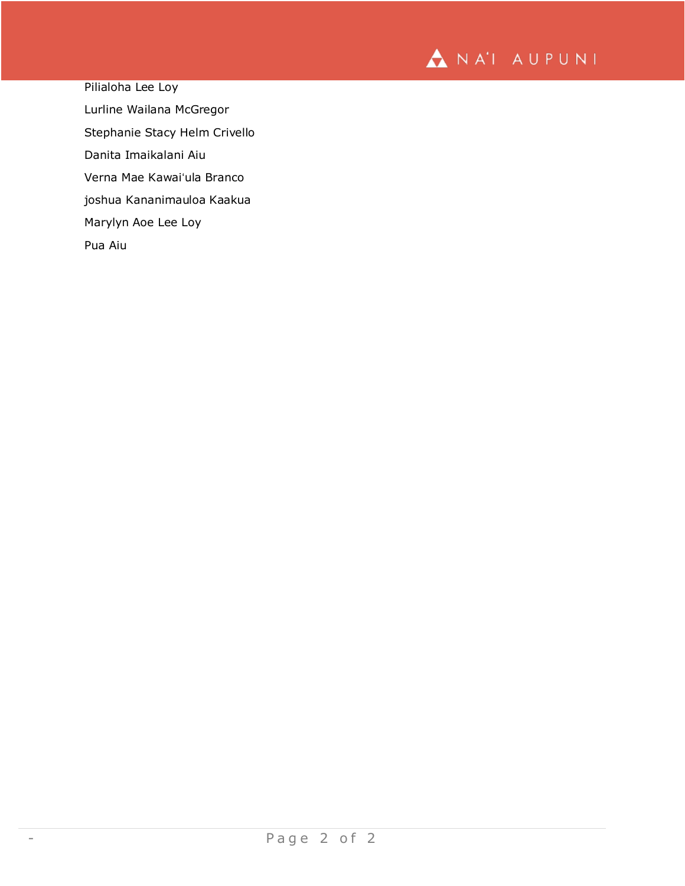Pilialoha Lee Loy

Lurline Wailana McGregor

Stephanie Stacy Helm Crivello

Danita Imaikalani Aiu

Verna Mae Kawaiʻula Branco

joshua Kananimauloa Kaakua

Marylyn Aoe Lee Loy

Pua Aiu